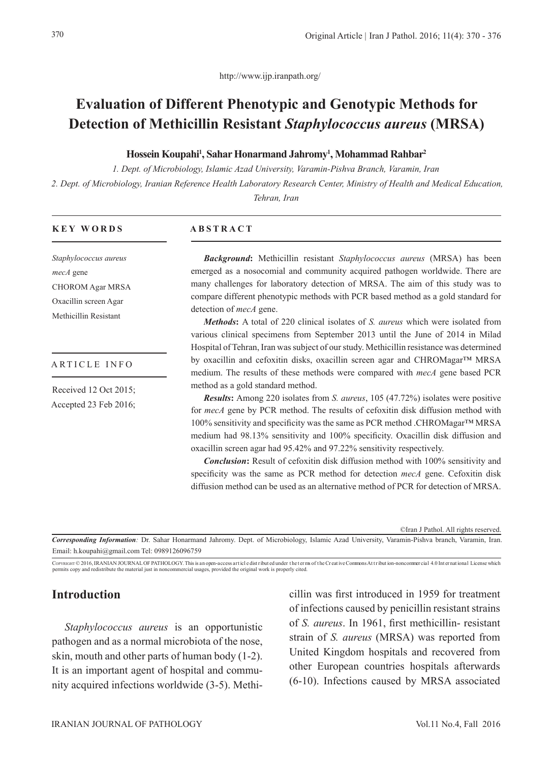http://www.ijp.iranpath.org/

# Evaluation of Different Phenotypic and Genotypic Methods for Detection of Methicillin Resistant *Staphylococcus aureus* (MRSA)

**Hossein Koupahi[1], Sahar Honarmand Jahromy[1], Mohammad Rahbar[2]**

*1. Dept. of Microbiology, Islamic Azad University, Varamin-Pishva Branch, Varamin, Iran*

*2. Dept. of Microbiology, Iranian Reference Health Laboratory Research Center, Ministry of Health and Medical Education, Tehran, Iran*

**KEY WORDS**

*Staphylococcus aureus*
*mecA* gene
CHROM Agar MRSA
Oxacillin screen Agar
Methicillin Resistant

**ARTICLE INFO**

Received 12 Oct 2015;
Accepted 23 Feb 2016;

**ABSTRACT**

***Background*:** Methicillin resistant *Staphylococcus aureus* (MRSA) has been emerged as a nosocomial and community acquired pathogen worldwide. There are many challenges for laboratory detection of MRSA. The aim of this study was to compare different phenotypic methods with PCR based method as a gold standard for detection of *mecA* gene.

***Methods*:** A total of 220 clinical isolates of *S. aureus* which were isolated from various clinical specimens from September 2013 until the June of 2014 in Milad Hospital of Tehran, Iran was subject of our study. Methicillin resistance was determined by oxacillin and cefoxitin disks, oxacillin screen agar and CHROMagar™ MRSA medium. The results of these methods were compared with *mecA* gene based PCR method as a gold standard method.

***Results*:** Among 220 isolates from *S. aureus*, 105 (47.72%) isolates were positive for *mecA* gene by PCR method. The results of cefoxitin disk diffusion method with 100% sensitivity and specificity was the same as PCR method .CHROMagar™ MRSA medium had 98.13% sensitivity and 100% specificity. Oxacillin disk diffusion and oxacillin screen agar had 95.42% and 97.22% sensitivity respectively.

***Conclusion*:** Result of cefoxitin disk diffusion method with 100% sensitivity and specificity was the same as PCR method for detection *mecA* gene. Cefoxitin disk diffusion method can be used as an alternative method of PCR for detection of MRSA.

©Iran J Pathol. All rights reserved.

***Corresponding Information*:** Dr. Sahar Honarmand Jahromy. Dept. of Microbiology, Islamic Azad University, Varamin-Pishva branch, Varamin, Iran. Email: h.koupahi@gmail.com Tel: 0989126096759

COPYRIGHT © 2016, IRANIAN JOURNAL OF PATHOLOGY. This is an open-access article distributed under the terms of the Creative Commons Attribution-noncommercial 4.0 International License which permits copy and redistribute the material just in noncommercial usages, provided the original work is properly cited.

## Introduction

*Staphylococcus aureus* is an opportunistic pathogen and as a normal microbiota of the nose, skin, mouth and other parts of human body (1-2). It is an important agent of hospital and community acquired infections worldwide (3-5). Methicillin was first introduced in 1959 for treatment of infections caused by penicillin resistant strains of *S. aureus*. In 1961, first methicillin- resistant strain of *S. aureus* (MRSA) was reported from United Kingdom hospitals and recovered from other European countries hospitals afterwards (6-10). Infections caused by MRSA associated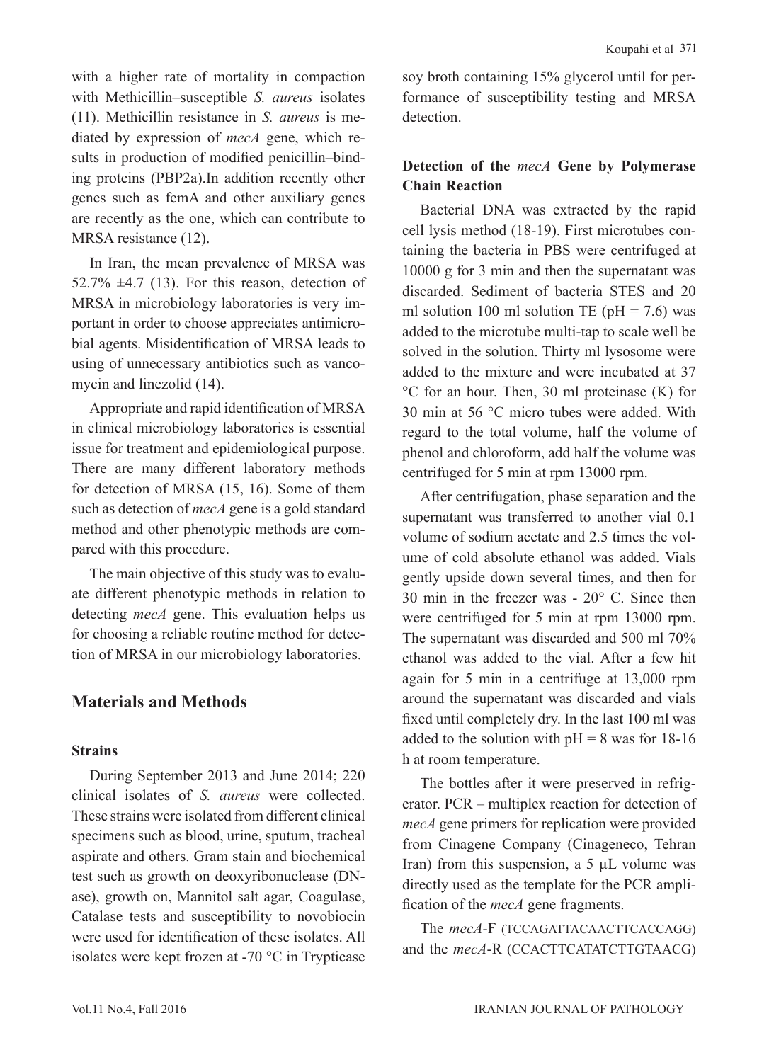with a higher rate of mortality in compaction with Methicillin–susceptible *S. aureus* isolates (11). Methicillin resistance in *S. aureus* is mediated by expression of *mecA* gene, which results in production of modified penicillin–binding proteins (PBP2a).In addition recently other genes such as femA and other auxiliary genes are recently as the one, which can contribute to MRSA resistance (12).

In Iran, the mean prevalence of MRSA was 52.7% ±4.7 (13). For this reason, detection of MRSA in microbiology laboratories is very important in order to choose appreciates antimicrobial agents. Misidentification of MRSA leads to using of unnecessary antibiotics such as vancomycin and linezolid (14).

Appropriate and rapid identification of MRSA in clinical microbiology laboratories is essential issue for treatment and epidemiological purpose. There are many different laboratory methods for detection of MRSA (15, 16). Some of them such as detection of *mecA* gene is a gold standard method and other phenotypic methods are compared with this procedure.

The main objective of this study was to evaluate different phenotypic methods in relation to detecting *mecA* gene. This evaluation helps us for choosing a reliable routine method for detection of MRSA in our microbiology laboratories.

## Materials and Methods

### Strains

During September 2013 and June 2014; 220 clinical isolates of *S. aureus* were collected. These strains were isolated from different clinical specimens such as blood, urine, sputum, tracheal aspirate and others. Gram stain and biochemical test such as growth on deoxyribonuclease (DNase), growth on, Mannitol salt agar, Coagulase, Catalase tests and susceptibility to novobiocin were used for identification of these isolates. All isolates were kept frozen at -70 °C in Trypticase soy broth containing 15% glycerol until for performance of susceptibility testing and MRSA detection.

### Detection of the *mecA* Gene by Polymerase Chain Reaction

Bacterial DNA was extracted by the rapid cell lysis method (18-19). First microtubes containing the bacteria in PBS were centrifuged at 10000 g for 3 min and then the supernatant was discarded. Sediment of bacteria STES and 20 ml solution 100 ml solution TE (pH = 7.6) was added to the microtube multi-tap to scale well be solved in the solution. Thirty ml lysosome were added to the mixture and were incubated at 37 °C for an hour. Then, 30 ml proteinase (K) for 30 min at 56 °C micro tubes were added. With regard to the total volume, half the volume of phenol and chloroform, add half the volume was centrifuged for 5 min at rpm 13000 rpm.

After centrifugation, phase separation and the supernatant was transferred to another vial 0.1 volume of sodium acetate and 2.5 times the volume of cold absolute ethanol was added. Vials gently upside down several times, and then for 30 min in the freezer was - 20° C. Since then were centrifuged for 5 min at rpm 13000 rpm. The supernatant was discarded and 500 ml 70% ethanol was added to the vial. After a few hit again for 5 min in a centrifuge at 13,000 rpm around the supernatant was discarded and vials fixed until completely dry. In the last 100 ml was added to the solution with pH = 8 was for 18-16 h at room temperature.

The bottles after it were preserved in refrigerator. PCR – multiplex reaction for detection of *mecA* gene primers for replication were provided from Cinagene Company (Cinageneco, Tehran Iran) from this suspension, a 5 µL volume was directly used as the template for the PCR amplification of the *mecA* gene fragments.

The *mecA*-F (TCCAGATTACAACTTCACCAGG) and the *mecA*-R (CCACTTCATATCTTGTAACG)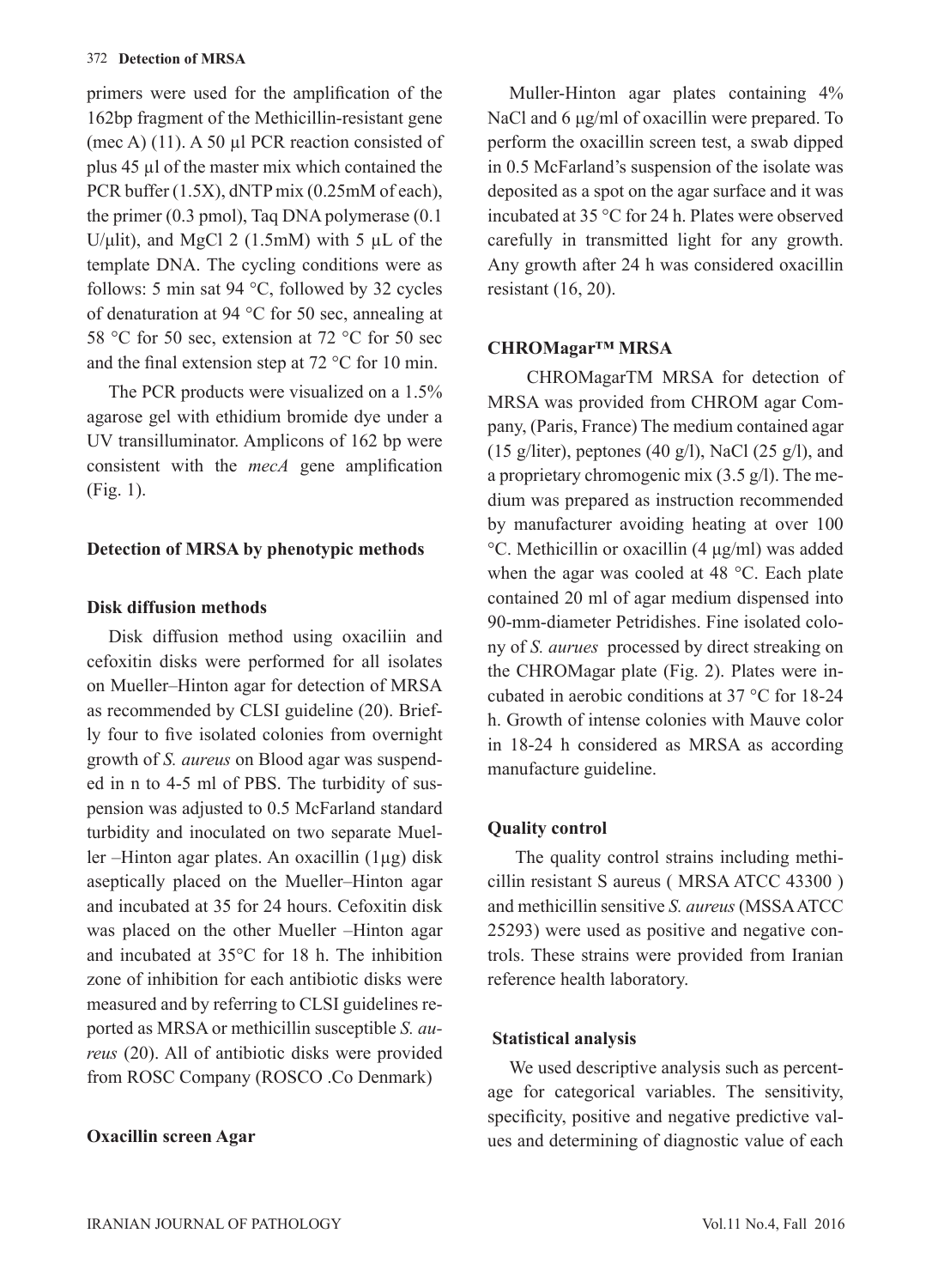primers were used for the amplification of the 162bp fragment of the Methicillin-resistant gene (mec A) (11). A 50 µl PCR reaction consisted of plus 45 µl of the master mix which contained the PCR buffer (1.5X), dNTP mix (0.25mM of each), the primer (0.3 pmol), Taq DNA polymerase (0.1 U/µlit), and MgCl 2 (1.5mM) with 5 µL of the template DNA. The cycling conditions were as follows: 5 min sat 94 °C, followed by 32 cycles of denaturation at 94 °C for 50 sec, annealing at 58 °C for 50 sec, extension at 72 °C for 50 sec and the final extension step at 72 °C for 10 min.

The PCR products were visualized on a 1.5% agarose gel with ethidium bromide dye under a UV transilluminator. Amplicons of 162 bp were consistent with the *mecA* gene amplification (Fig. 1).

**Detection of MRSA by phenotypic methods**

**Disk diffusion methods**

Disk diffusion method using oxaciliin and cefoxitin disks were performed for all isolates on Mueller–Hinton agar for detection of MRSA as recommended by CLSI guideline (20). Briefly four to five isolated colonies from overnight growth of *S. aureus* on Blood agar was suspended in n to 4-5 ml of PBS. The turbidity of suspension was adjusted to 0.5 McFarland standard turbidity and inoculated on two separate Mueller –Hinton agar plates. An oxacillin (1µg) disk aseptically placed on the Mueller–Hinton agar and incubated at 35 for 24 hours. Cefoxitin disk was placed on the other Mueller –Hinton agar and incubated at 35°C for 18 h. The inhibition zone of inhibition for each antibiotic disks were measured and by referring to CLSI guidelines reported as MRSA or methicillin susceptible *S. aureus* (20). All of antibiotic disks were provided from ROSC Company (ROSCO .Co Denmark)

**Oxacillin screen Agar**

Muller-Hinton agar plates containing 4% NaCl and 6 µg/ml of oxacillin were prepared. To perform the oxacillin screen test, a swab dipped in 0.5 McFarland's suspension of the isolate was deposited as a spot on the agar surface and it was incubated at 35 °C for 24 h. Plates were observed carefully in transmitted light for any growth. Any growth after 24 h was considered oxacillin resistant (16, 20).

**CHROMagar™ MRSA**

CHROMagarTM MRSA for detection of MRSA was provided from CHROM agar Company, (Paris, France) The medium contained agar (15 g/liter), peptones (40 g/l), NaCl (25 g/l), and a proprietary chromogenic mix (3.5 g/l). The medium was prepared as instruction recommended by manufacturer avoiding heating at over 100 °C. Methicillin or oxacillin (4 µg/ml) was added when the agar was cooled at 48 °C. Each plate contained 20 ml of agar medium dispensed into 90-mm-diameter Petridishes. Fine isolated colony of *S. aurues* processed by direct streaking on the CHROMagar plate (Fig. 2). Plates were incubated in aerobic conditions at 37 °C for 18-24 h. Growth of intense colonies with Mauve color in 18-24 h considered as MRSA as according manufacture guideline.

**Quality control**

The quality control strains including methicillin resistant S aureus ( MRSA ATCC 43300 ) and methicillin sensitive *S. aureus* (MSSA ATCC 25293) were used as positive and negative controls. These strains were provided from Iranian reference health laboratory.

**Statistical analysis**

We used descriptive analysis such as percentage for categorical variables. The sensitivity, specificity, positive and negative predictive values and determining of diagnostic value of each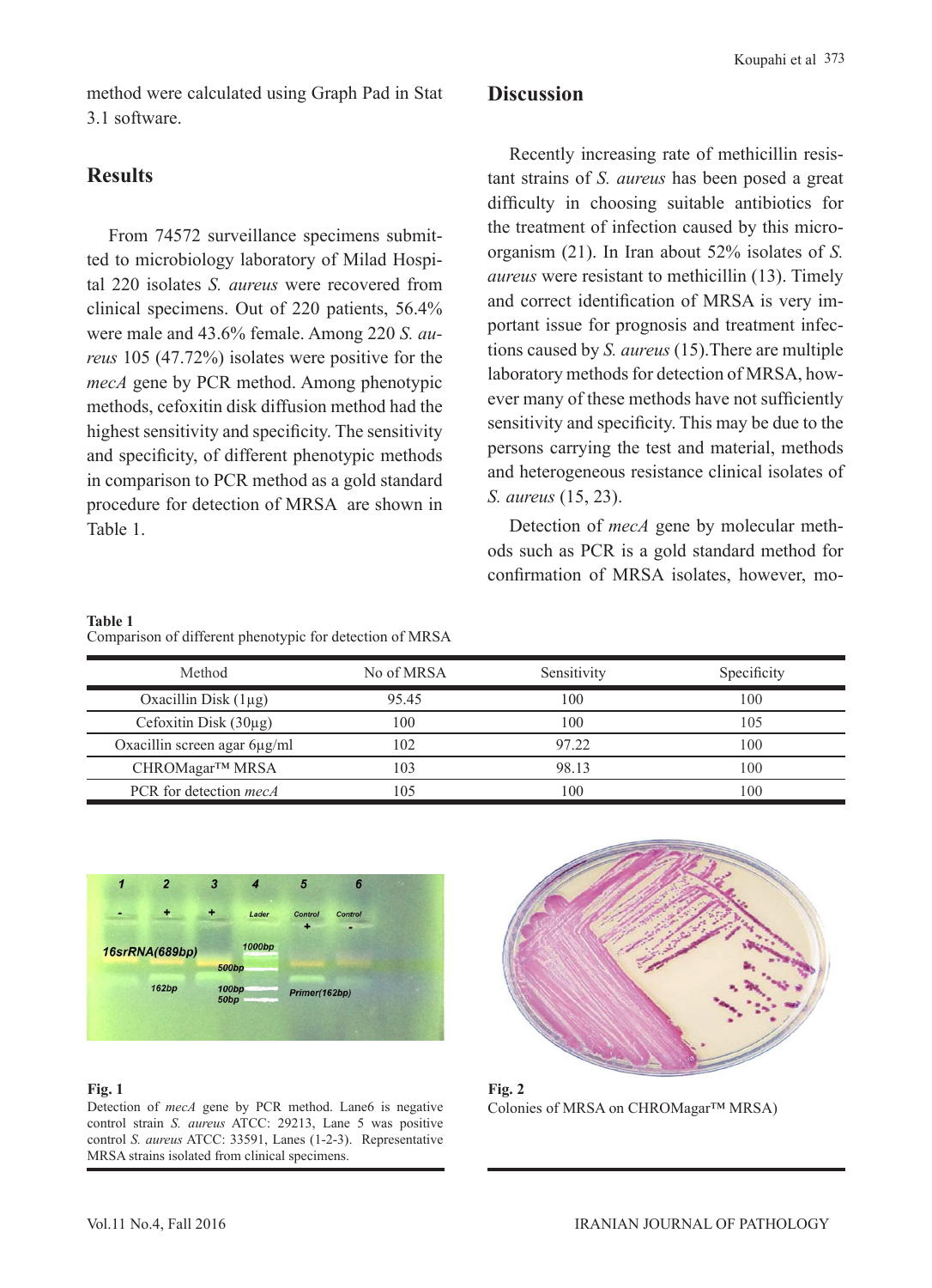method were calculated using Graph Pad in Stat 3.1 software.

## Results

From 74572 surveillance specimens submitted to microbiology laboratory of Milad Hospital 220 isolates *S. aureus* were recovered from clinical specimens. Out of 220 patients, 56.4% were male and 43.6% female. Among 220 *S. aureus* 105 (47.72%) isolates were positive for the *mecA* gene by PCR method. Among phenotypic methods, cefoxitin disk diffusion method had the highest sensitivity and specificity. The sensitivity and specificity, of different phenotypic methods in comparison to PCR method as a gold standard procedure for detection of MRSA are shown in Table 1.

**Table 1**
Comparison of different phenotypic for detection of MRSA

| Method | No of MRSA | Sensitivity | Specificity |
|---|---|---|---|
| Oxacillin Disk (1μg) | 95.45 | 100 | 100 |
| Cefoxitin Disk (30μg) | 100 | 100 | 105 |
| Oxacillin screen agar 6μg/ml | 102 | 97.22 | 100 |
| CHROMagar™ MRSA | 103 | 98.13 | 100 |
| PCR for detection *mecA* | 105 | 100 | 100 |

**Fig. 1**
Detection of *mecA* gene by PCR method. Lane6 is negative control strain *S. aureus* ATCC: 29213, Lane 5 was positive control *S. aureus* ATCC: 33591, Lanes (1-2-3). Representative MRSA strains isolated from clinical specimens.

**Fig. 2**
Colonies of MRSA on CHROMagar™ MRSA)

## Discussion

Recently increasing rate of methicillin resistant strains of *S. aureus* has been posed a great difficulty in choosing suitable antibiotics for the treatment of infection caused by this microorganism (21). In Iran about 52% isolates of *S. aureus* were resistant to methicillin (13). Timely and correct identification of MRSA is very important issue for prognosis and treatment infections caused by *S. aureus* (15).There are multiple laboratory methods for detection of MRSA, however many of these methods have not sufficiently sensitivity and specificity. This may be due to the persons carrying the test and material, methods and heterogeneous resistance clinical isolates of *S. aureus* (15, 23).

Detection of *mecA* gene by molecular methods such as PCR is a gold standard method for confirmation of MRSA isolates, however, mo-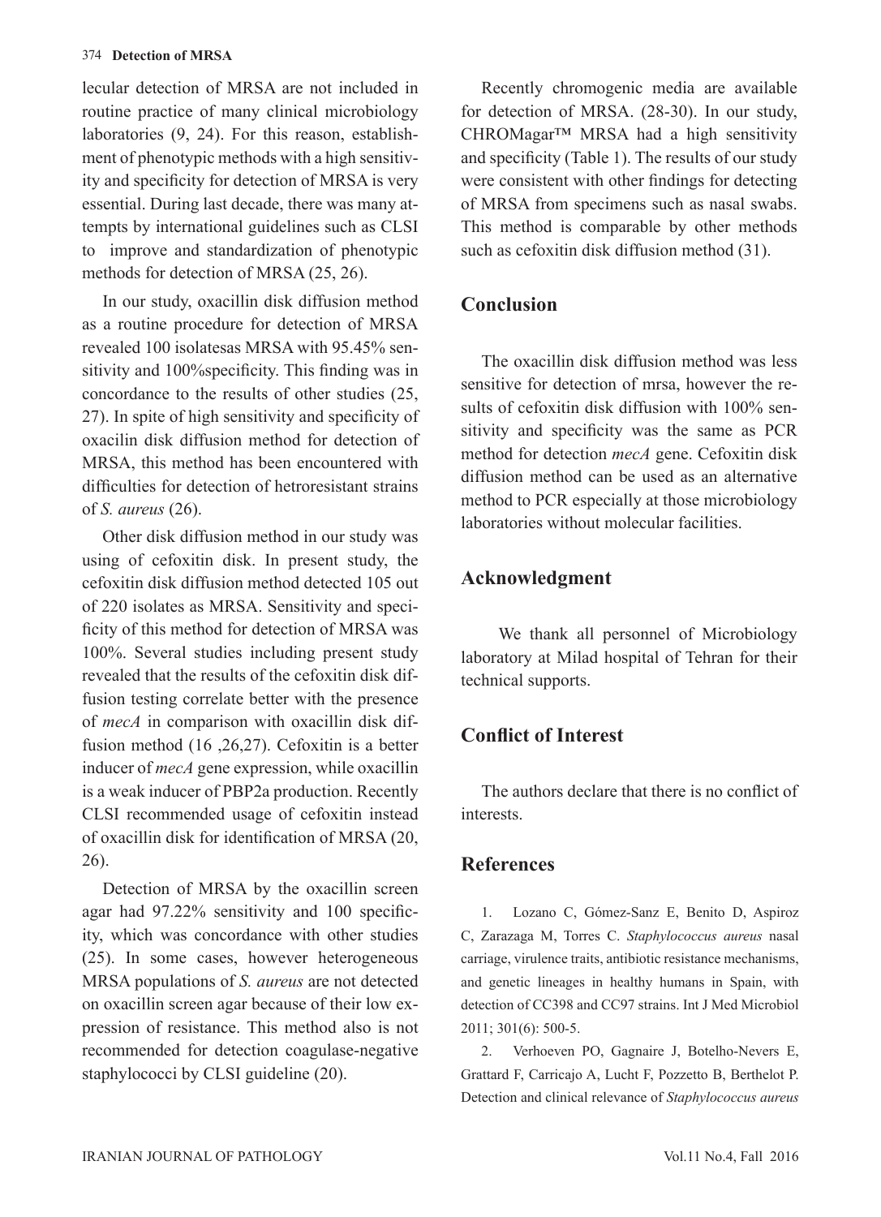lecular detection of MRSA are not included in routine practice of many clinical microbiology laboratories (9, 24). For this reason, establishment of phenotypic methods with a high sensitivity and specificity for detection of MRSA is very essential. During last decade, there was many attempts by international guidelines such as CLSI to improve and standardization of phenotypic methods for detection of MRSA (25, 26).

In our study, oxacillin disk diffusion method as a routine procedure for detection of MRSA revealed 100 isolatesas MRSA with 95.45% sensitivity and 100%specificity. This finding was in concordance to the results of other studies (25, 27). In spite of high sensitivity and specificity of oxacilin disk diffusion method for detection of MRSA, this method has been encountered with difficulties for detection of hetroresistant strains of *S. aureus* (26).

Other disk diffusion method in our study was using of cefoxitin disk. In present study, the cefoxitin disk diffusion method detected 105 out of 220 isolates as MRSA. Sensitivity and specificity of this method for detection of MRSA was 100%. Several studies including present study revealed that the results of the cefoxitin disk diffusion testing correlate better with the presence of *mecA* in comparison with oxacillin disk diffusion method (16 ,26,27). Cefoxitin is a better inducer of *mecA* gene expression, while oxacillin is a weak inducer of PBP2a production. Recently CLSI recommended usage of cefoxitin instead of oxacillin disk for identification of MRSA (20, 26).

Detection of MRSA by the oxacillin screen agar had 97.22% sensitivity and 100 specificity, which was concordance with other studies (25). In some cases, however heterogeneous MRSA populations of *S. aureus* are not detected on oxacillin screen agar because of their low expression of resistance. This method also is not recommended for detection coagulase-negative staphylococci by CLSI guideline (20).

Recently chromogenic media are available for detection of MRSA. (28-30). In our study, CHROMagar™ MRSA had a high sensitivity and specificity (Table 1). The results of our study were consistent with other findings for detecting of MRSA from specimens such as nasal swabs. This method is comparable by other methods such as cefoxitin disk diffusion method (31).

## Conclusion

The oxacillin disk diffusion method was less sensitive for detection of mrsa, however the results of cefoxitin disk diffusion with 100% sensitivity and specificity was the same as PCR method for detection *mecA* gene. Cefoxitin disk diffusion method can be used as an alternative method to PCR especially at those microbiology laboratories without molecular facilities.

## Acknowledgment

We thank all personnel of Microbiology laboratory at Milad hospital of Tehran for their technical supports.

## Conflict of Interest

The authors declare that there is no conflict of interests.

## References

1. Lozano C, Gómez-Sanz E, Benito D, Aspiroz C, Zarazaga M, Torres C. *Staphylococcus aureus* nasal carriage, virulence traits, antibiotic resistance mechanisms, and genetic lineages in healthy humans in Spain, with detection of CC398 and CC97 strains. Int J Med Microbiol 2011; 301(6): 500-5.

2. Verhoeven PO, Gagnaire J, Botelho-Nevers E, Grattard F, Carricajo A, Lucht F, Pozzetto B, Berthelot P. Detection and clinical relevance of *Staphylococcus aureus*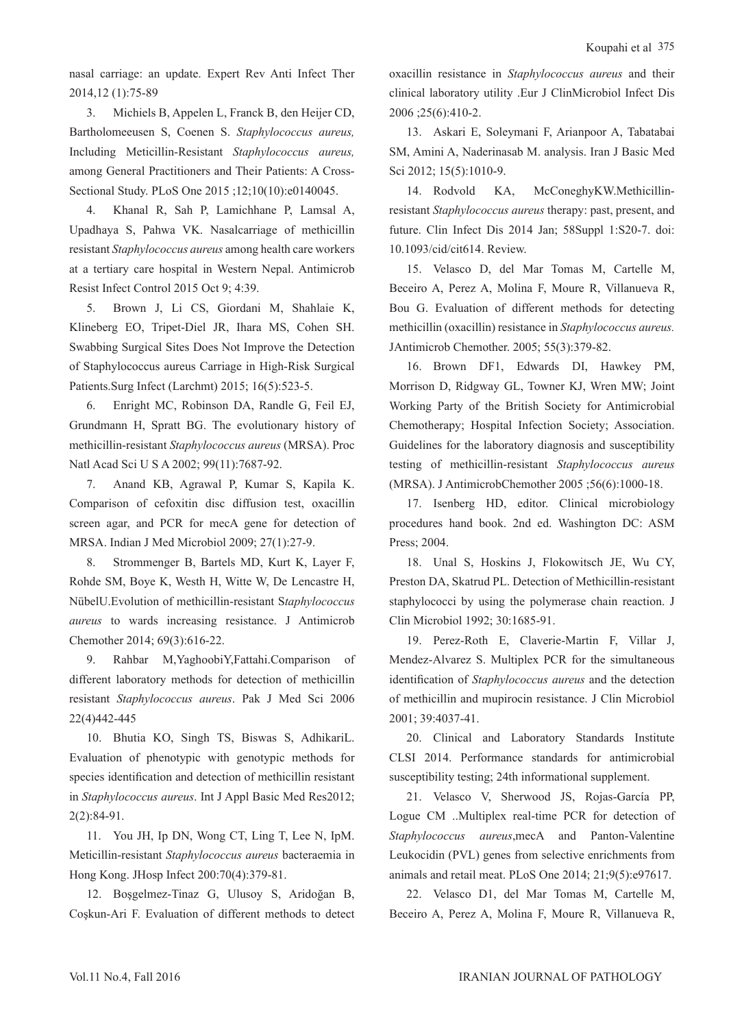nasal carriage: an update. Expert Rev Anti Infect Ther 2014,12 (1):75-89

3. Michiels B, Appelen L, Franck B, den Heijer CD, Bartholomeeusen S, Coenen S. *Staphylococcus aureus,* Including Meticillin-Resistant *Staphylococcus aureus,* among General Practitioners and Their Patients: A Cross-Sectional Study. PLoS One 2015 ;12;10(10):e0140045.

4. Khanal R, Sah P, Lamichhane P, Lamsal A, Upadhaya S, Pahwa VK. Nasalcarriage of methicillin resistant *Staphylococcus aureus* among health care workers at a tertiary care hospital in Western Nepal. Antimicrob Resist Infect Control 2015 Oct 9; 4:39.

5. Brown J, Li CS, Giordani M, Shahlaie K, Klineberg EO, Tripet-Diel JR, Ihara MS, Cohen SH. Swabbing Surgical Sites Does Not Improve the Detection of Staphylococcus aureus Carriage in High-Risk Surgical Patients.Surg Infect (Larchmt) 2015; 16(5):523-5.

6. Enright MC, Robinson DA, Randle G, Feil EJ, Grundmann H, Spratt BG. The evolutionary history of methicillin-resistant *Staphylococcus aureus* (MRSA). Proc Natl Acad Sci U S A 2002; 99(11):7687-92.

7. Anand KB, Agrawal P, Kumar S, Kapila K. Comparison of cefoxitin disc diffusion test, oxacillin screen agar, and PCR for mecA gene for detection of MRSA. Indian J Med Microbiol 2009; 27(1):27-9.

8. Strommenger B, Bartels MD, Kurt K, Layer F, Rohde SM, Boye K, Westh H, Witte W, De Lencastre H, NübelU.Evolution of methicillin-resistant S*taphylococcus aureus* to wards increasing resistance. J Antimicrob Chemother 2014; 69(3):616-22.

9. Rahbar M,YaghoobiY,Fattahi.Comparison of different laboratory methods for detection of methicillin resistant *Staphylococcus aureus*. Pak J Med Sci 2006 22(4)442-445

10. Bhutia KO, Singh TS, Biswas S, AdhikariL. Evaluation of phenotypic with genotypic methods for species identification and detection of methicillin resistant in *Staphylococcus aureus*. Int J Appl Basic Med Res2012; 2(2):84-91.

11. You JH, Ip DN, Wong CT, Ling T, Lee N, IpM. Meticillin-resistant *Staphylococcus aureus* bacteraemia in Hong Kong. JHosp Infect 200:70(4):379-81.

12. Boşgelmez-Tinaz G, Ulusoy S, Aridoğan B, Coşkun-Ari F. Evaluation of different methods to detect oxacillin resistance in *Staphylococcus aureus* and their clinical laboratory utility .Eur J ClinMicrobiol Infect Dis 2006 ;25(6):410-2.

13. Askari E, Soleymani F, Arianpoor A, Tabatabai SM, Amini A, Naderinasab M. analysis. Iran J Basic Med Sci 2012; 15(5):1010-9.

14. Rodvold KA, McConeghyKW.Methicillin-resistant *Staphylococcus aureus* therapy: past, present, and future. Clin Infect Dis 2014 Jan; 58Suppl 1:S20-7. doi: 10.1093/cid/cit614. Review.

15. Velasco D, del Mar Tomas M, Cartelle M, Beceiro A, Perez A, Molina F, Moure R, Villanueva R, Bou G. Evaluation of different methods for detecting methicillin (oxacillin) resistance in *Staphylococcus aureus.* JAntimicrob Chemother. 2005; 55(3):379-82.

16. Brown DF1, Edwards DI, Hawkey PM, Morrison D, Ridgway GL, Towner KJ, Wren MW; Joint Working Party of the British Society for Antimicrobial Chemotherapy; Hospital Infection Society; Association. Guidelines for the laboratory diagnosis and susceptibility testing of methicillin-resistant *Staphylococcus aureus* (MRSA). J AntimicrobChemother 2005 ;56(6):1000-18.

17. Isenberg HD, editor. Clinical microbiology procedures hand book. 2nd ed. Washington DC: ASM Press; 2004.

18. Unal S, Hoskins J, Flokowitsch JE, Wu CY, Preston DA, Skatrud PL. Detection of Methicillin-resistant staphylococci by using the polymerase chain reaction. J Clin Microbiol 1992; 30:1685-91.

19. Perez-Roth E, Claverie-Martin F, Villar J, Mendez-Alvarez S. Multiplex PCR for the simultaneous identification of *Staphylococcus aureus* and the detection of methicillin and mupirocin resistance. J Clin Microbiol 2001; 39:4037-41.

20. Clinical and Laboratory Standards Institute CLSI 2014. Performance standards for antimicrobial susceptibility testing; 24th informational supplement.

21. Velasco V, Sherwood JS, Rojas-García PP, Logue CM ..Multiplex real-time PCR for detection of *Staphylococcus aureus*,mecA and Panton-Valentine Leukocidin (PVL) genes from selective enrichments from animals and retail meat. PLoS One 2014; 21;9(5):e97617.

22. Velasco D1, del Mar Tomas M, Cartelle M, Beceiro A, Perez A, Molina F, Moure R, Villanueva R,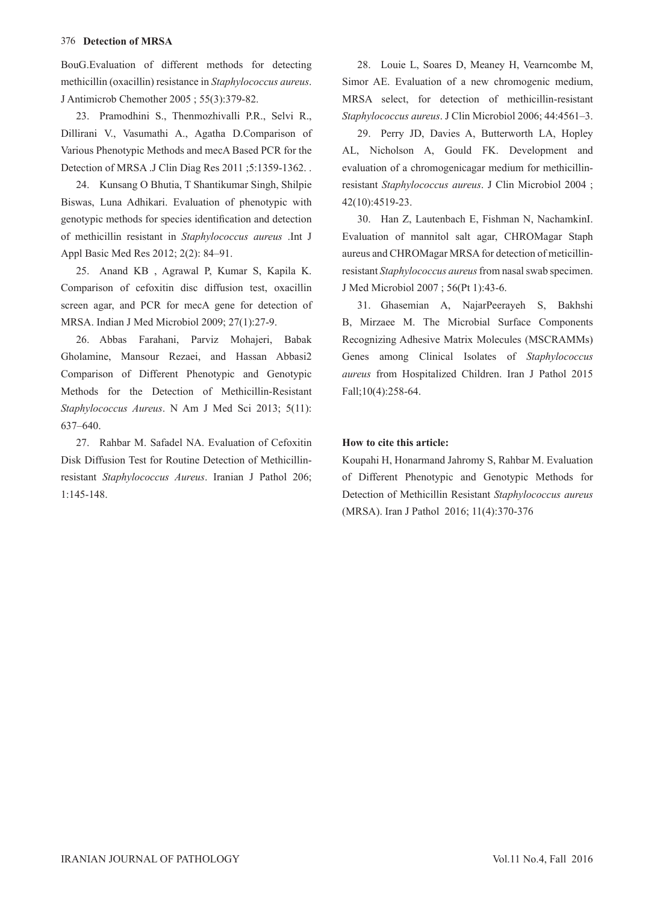BouG.Evaluation of different methods for detecting methicillin (oxacillin) resistance in *Staphylococcus aureus*. J Antimicrob Chemother 2005 ; 55(3):379-82.

23. Pramodhini S., Thenmozhivalli P.R., Selvi R., Dillirani V., Vasumathi A., Agatha D.Comparison of Various Phenotypic Methods and mecA Based PCR for the Detection of MRSA .J Clin Diag Res 2011 ;5:1359-1362. .

24. Kunsang O Bhutia, T Shantikumar Singh, Shilpie Biswas, Luna Adhikari. Evaluation of phenotypic with genotypic methods for species identification and detection of methicillin resistant in *Staphylococcus aureus* .Int J Appl Basic Med Res 2012; 2(2): 84–91.

25. Anand KB , Agrawal P, Kumar S, Kapila K. Comparison of cefoxitin disc diffusion test, oxacillin screen agar, and PCR for mecA gene for detection of MRSA. Indian J Med Microbiol 2009; 27(1):27-9.

26. Abbas Farahani, Parviz Mohajeri, Babak Gholamine, Mansour Rezaei, and Hassan Abbasi2 Comparison of Different Phenotypic and Genotypic Methods for the Detection of Methicillin-Resistant *Staphylococcus Aureus*. N Am J Med Sci 2013; 5(11): 637–640.

27. Rahbar M. Safadel NA. Evaluation of Cefoxitin Disk Diffusion Test for Routine Detection of Methicillin-resistant *Staphylococcus Aureus*. Iranian J Pathol 206; 1:145-148.

28. Louie L, Soares D, Meaney H, Vearncombe M, Simor AE. Evaluation of a new chromogenic medium, MRSA select, for detection of methicillin-resistant *Staphylococcus aureus*. J Clin Microbiol 2006; 44:4561–3.

29. Perry JD, Davies A, Butterworth LA, Hopley AL, Nicholson A, Gould FK. Development and evaluation of a chromogenicagar medium for methicillin-resistant *Staphylococcus aureus*. J Clin Microbiol 2004 ; 42(10):4519-23.

30. Han Z, Lautenbach E, Fishman N, NachamkinI. Evaluation of mannitol salt agar, CHROMagar Staph aureus and CHROMagar MRSA for detection of meticillin-resistant *Staphylococcus aureus* from nasal swab specimen. J Med Microbiol 2007 ; 56(Pt 1):43-6.

31. Ghasemian A, NajarPeerayeh S, Bakhshi B, Mirzaee M. The Microbial Surface Components Recognizing Adhesive Matrix Molecules (MSCRAMMs) Genes among Clinical Isolates of *Staphylococcus aureus* from Hospitalized Children. Iran J Pathol 2015 Fall;10(4):258-64.

**How to cite this article:**

Koupahi H, Honarmand Jahromy S, Rahbar M. Evaluation of Different Phenotypic and Genotypic Methods for Detection of Methicillin Resistant *Staphylococcus aureus* (MRSA). Iran J Pathol 2016; 11(4):370-376